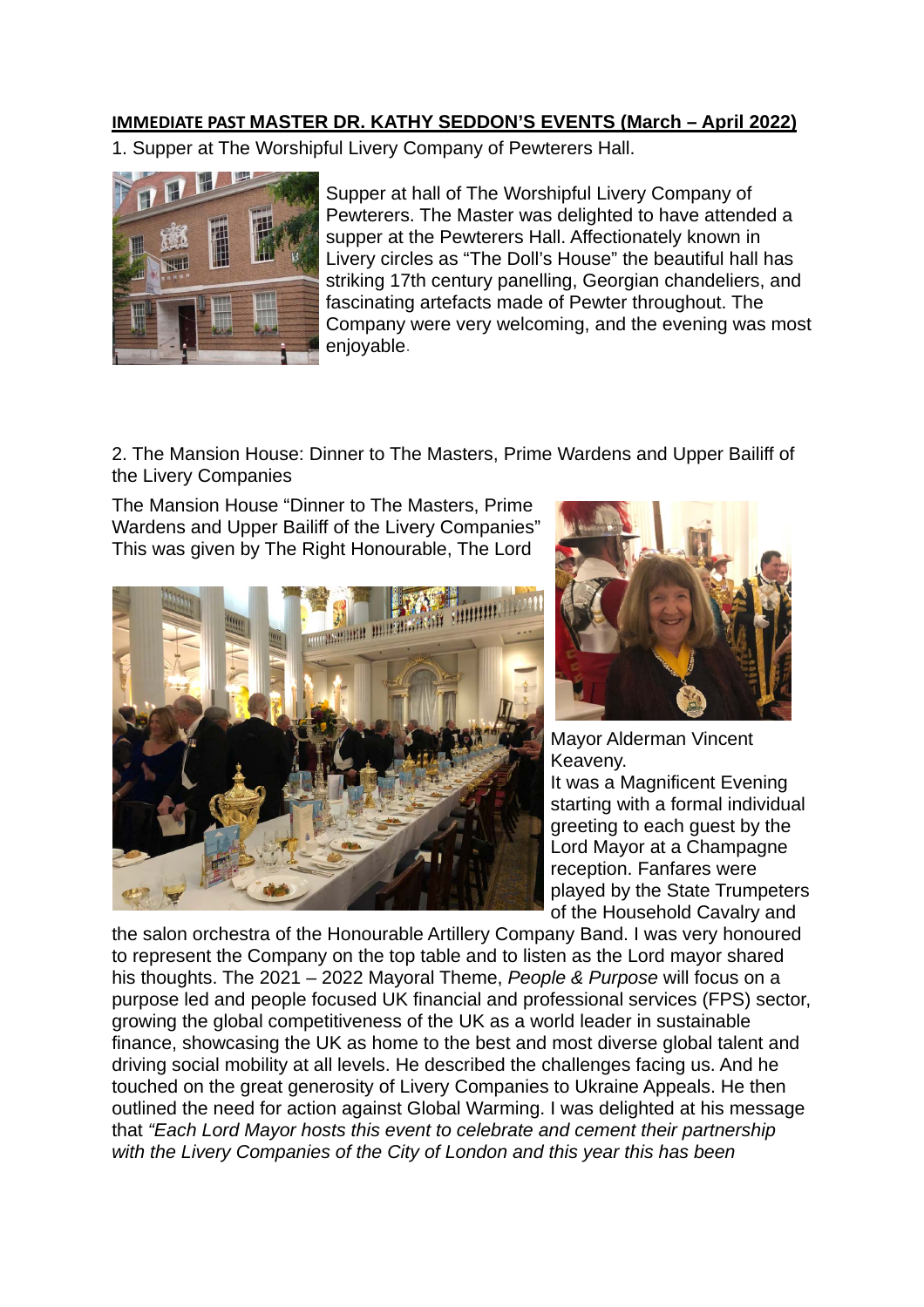## IMMEDIATE PAST MASTER DR. KATHY SEDDON'S EVENTS (March – April 2022)

1. Supper at The Worshipful Livery Company of Pewterers Hall.

Supper at hall of The Worshipful Livery Company of Pewterers. The Master was delighted to have attended a supper at the Pewterers Hall. Affectionately known in Livery circles as "The Doll's House" the beautiful hall has striking 17th century panelling, Georgian chandeliers, and fascinating artefacts made of Pewter throughout. The Company were very welcoming, and the evening was most enjoyable.

2. The Mansion House: Dinner to The Masters, Prime Wardens and Upper Bailiff of the Livery Companies

The Mansion House "Dinner to The Masters, Prime Wardens and Upper Bailiff of the Livery Companies" This was given by The Right Honourable, The Lord Mayor Alderman Vincent Keaveny.

It was a Magnificent Evening starting with a formal individual greeting to each guest by the Lord Mayor at a Champagne reception. Fanfares were played by the State Trumpeters of the Household Cavalry and the salon orchestra of the Honourable Artillery Company Band. I was very honoured to represent the Company on the top table and to listen as the Lord mayor shared his thoughts. The 2021 – 2022 Mayoral Theme, *People & Purpose* will focus on a purpose led and people focused UK financial and professional services (FPS) sector, growing the global competitiveness of the UK as a world leader in sustainable finance, showcasing the UK as home to the best and most diverse global talent and driving social mobility at all levels. He described the challenges facing us. And he touched on the great generosity of Livery Companies to Ukraine Appeals. He then outlined the need for action against Global Warming. I was delighted at his message that *"Each Lord Mayor hosts this event to celebrate and cement their partnership with the Livery Companies of the City of London and this year this has been*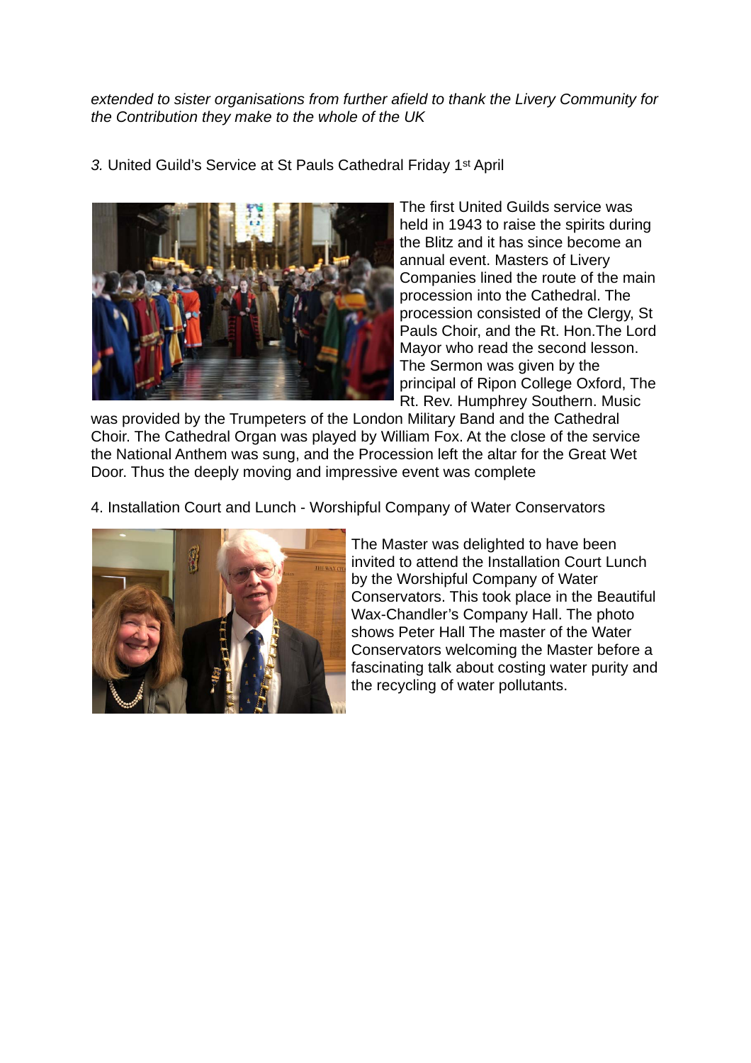*extended to sister organisations from further afield to thank the Livery Community for the Contribution they make to the whole of the UK*

*3.* United Guild's Service at St Pauls Cathedral Friday 1st April

The first United Guilds service was held in 1943 to raise the spirits during the Blitz and it has since become an annual event. Masters of Livery Companies lined the route of the main procession into the Cathedral. The procession consisted of the Clergy, St Pauls Choir, and the Rt. Hon.The Lord Mayor who read the second lesson. The Sermon was given by the principal of Ripon College Oxford, The Rt. Rev. Humphrey Southern. Music was provided by the Trumpeters of the London Military Band and the Cathedral Choir. The Cathedral Organ was played by William Fox. At the close of the service the National Anthem was sung, and the Procession left the altar for the Great Wet Door. Thus the deeply moving and impressive event was complete

4. Installation Court and Lunch - Worshipful Company of Water Conservators

The Master was delighted to have been invited to attend the Installation Court Lunch by the Worshipful Company of Water Conservators. This took place in the Beautiful Wax-Chandler's Company Hall. The photo shows Peter Hall The master of the Water Conservators welcoming the Master before a fascinating talk about costing water purity and the recycling of water pollutants.